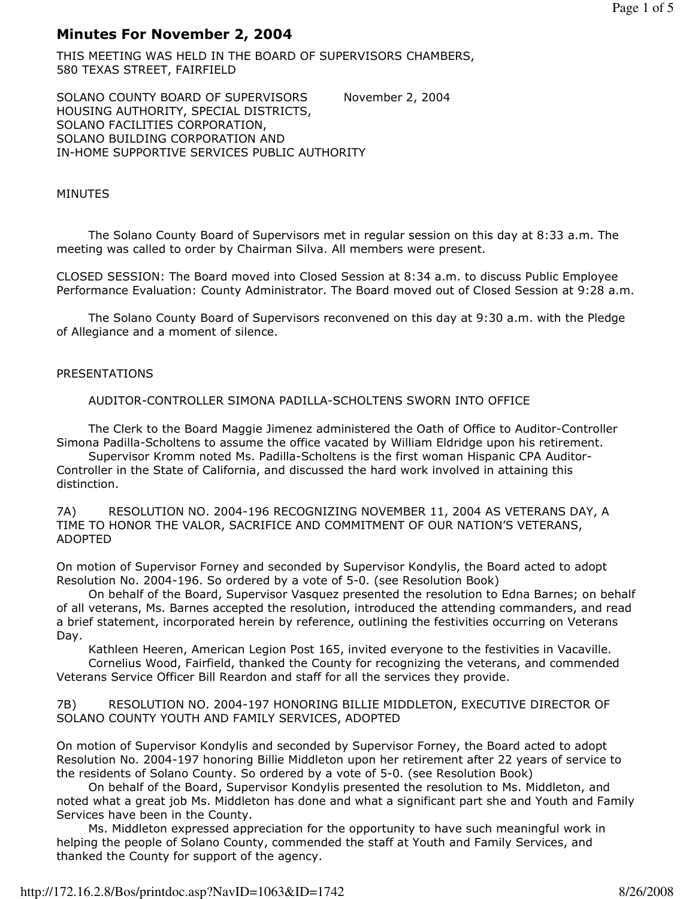# Minutes For November 2, 2004

THIS MEETING WAS HELD IN THE BOARD OF SUPERVISORS CHAMBERS, 580 TEXAS STREET, FAIRFIELD

SOLANO COUNTY BOARD OF SUPERVISORS November 2, 2004
HOUSING AUTHORITY, SPECIAL DISTRICTS,
SOLANO FACILITIES CORPORATION,
SOLANO BUILDING CORPORATION AND
IN-HOME SUPPORTIVE SERVICES PUBLIC AUTHORITY

MINUTES

The Solano County Board of Supervisors met in regular session on this day at 8:33 a.m. The meeting was called to order by Chairman Silva. All members were present.

CLOSED SESSION: The Board moved into Closed Session at 8:34 a.m. to discuss Public Employee Performance Evaluation: County Administrator. The Board moved out of Closed Session at 9:28 a.m.

The Solano County Board of Supervisors reconvened on this day at 9:30 a.m. with the Pledge of Allegiance and a moment of silence.

PRESENTATIONS

AUDITOR-CONTROLLER SIMONA PADILLA-SCHOLTENS SWORN INTO OFFICE

The Clerk to the Board Maggie Jimenez administered the Oath of Office to Auditor-Controller Simona Padilla-Scholtens to assume the office vacated by William Eldridge upon his retirement.

Supervisor Kromm noted Ms. Padilla-Scholtens is the first woman Hispanic CPA Auditor-Controller in the State of California, and discussed the hard work involved in attaining this distinction.

7A) RESOLUTION NO. 2004-196 RECOGNIZING NOVEMBER 11, 2004 AS VETERANS DAY, A TIME TO HONOR THE VALOR, SACRIFICE AND COMMITMENT OF OUR NATION'S VETERANS, ADOPTED

On motion of Supervisor Forney and seconded by Supervisor Kondylis, the Board acted to adopt Resolution No. 2004-196. So ordered by a vote of 5-0. (see Resolution Book)

On behalf of the Board, Supervisor Vasquez presented the resolution to Edna Barnes; on behalf of all veterans, Ms. Barnes accepted the resolution, introduced the attending commanders, and read a brief statement, incorporated herein by reference, outlining the festivities occurring on Veterans Day.

Kathleen Heeren, American Legion Post 165, invited everyone to the festivities in Vacaville.

Cornelius Wood, Fairfield, thanked the County for recognizing the veterans, and commended Veterans Service Officer Bill Reardon and staff for all the services they provide.

7B) RESOLUTION NO. 2004-197 HONORING BILLIE MIDDLETON, EXECUTIVE DIRECTOR OF SOLANO COUNTY YOUTH AND FAMILY SERVICES, ADOPTED

On motion of Supervisor Kondylis and seconded by Supervisor Forney, the Board acted to adopt Resolution No. 2004-197 honoring Billie Middleton upon her retirement after 22 years of service to the residents of Solano County. So ordered by a vote of 5-0. (see Resolution Book)

On behalf of the Board, Supervisor Kondylis presented the resolution to Ms. Middleton, and noted what a great job Ms. Middleton has done and what a significant part she and Youth and Family Services have been in the County.

Ms. Middleton expressed appreciation for the opportunity to have such meaningful work in helping the people of Solano County, commended the staff at Youth and Family Services, and thanked the County for support of the agency.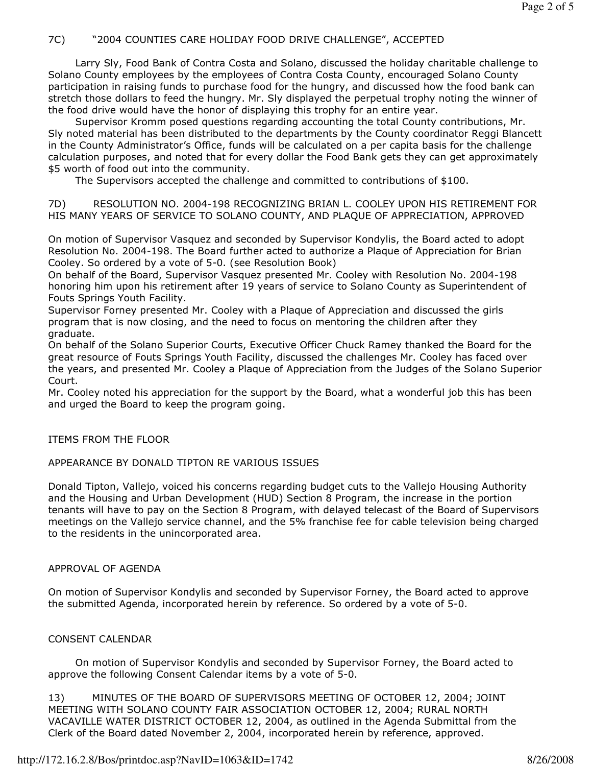7C) "2004 COUNTIES CARE HOLIDAY FOOD DRIVE CHALLENGE", ACCEPTED

Larry Sly, Food Bank of Contra Costa and Solano, discussed the holiday charitable challenge to Solano County employees by the employees of Contra Costa County, encouraged Solano County participation in raising funds to purchase food for the hungry, and discussed how the food bank can stretch those dollars to feed the hungry. Mr. Sly displayed the perpetual trophy noting the winner of the food drive would have the honor of displaying this trophy for an entire year.

Supervisor Kromm posed questions regarding accounting the total County contributions, Mr. Sly noted material has been distributed to the departments by the County coordinator Reggi Blancett in the County Administrator's Office, funds will be calculated on a per capita basis for the challenge calculation purposes, and noted that for every dollar the Food Bank gets they can get approximately $5 worth of food out into the community.

The Supervisors accepted the challenge and committed to contributions of $100.

7D) RESOLUTION NO. 2004-198 RECOGNIZING BRIAN L. COOLEY UPON HIS RETIREMENT FOR HIS MANY YEARS OF SERVICE TO SOLANO COUNTY, AND PLAQUE OF APPRECIATION, APPROVED

On motion of Supervisor Vasquez and seconded by Supervisor Kondylis, the Board acted to adopt Resolution No. 2004-198. The Board further acted to authorize a Plaque of Appreciation for Brian Cooley. So ordered by a vote of 5-0. (see Resolution Book)

On behalf of the Board, Supervisor Vasquez presented Mr. Cooley with Resolution No. 2004-198 honoring him upon his retirement after 19 years of service to Solano County as Superintendent of Fouts Springs Youth Facility.

Supervisor Forney presented Mr. Cooley with a Plaque of Appreciation and discussed the girls program that is now closing, and the need to focus on mentoring the children after they graduate.

On behalf of the Solano Superior Courts, Executive Officer Chuck Ramey thanked the Board for the great resource of Fouts Springs Youth Facility, discussed the challenges Mr. Cooley has faced over the years, and presented Mr. Cooley a Plaque of Appreciation from the Judges of the Solano Superior Court.

Mr. Cooley noted his appreciation for the support by the Board, what a wonderful job this has been and urged the Board to keep the program going.

ITEMS FROM THE FLOOR

APPEARANCE BY DONALD TIPTON RE VARIOUS ISSUES

Donald Tipton, Vallejo, voiced his concerns regarding budget cuts to the Vallejo Housing Authority and the Housing and Urban Development (HUD) Section 8 Program, the increase in the portion tenants will have to pay on the Section 8 Program, with delayed telecast of the Board of Supervisors meetings on the Vallejo service channel, and the 5% franchise fee for cable television being charged to the residents in the unincorporated area.

APPROVAL OF AGENDA

On motion of Supervisor Kondylis and seconded by Supervisor Forney, the Board acted to approve the submitted Agenda, incorporated herein by reference. So ordered by a vote of 5-0.

CONSENT CALENDAR

On motion of Supervisor Kondylis and seconded by Supervisor Forney, the Board acted to approve the following Consent Calendar items by a vote of 5-0.

13) MINUTES OF THE BOARD OF SUPERVISORS MEETING OF OCTOBER 12, 2004; JOINT MEETING WITH SOLANO COUNTY FAIR ASSOCIATION OCTOBER 12, 2004; RURAL NORTH VACAVILLE WATER DISTRICT OCTOBER 12, 2004, as outlined in the Agenda Submittal from the Clerk of the Board dated November 2, 2004, incorporated herein by reference, approved.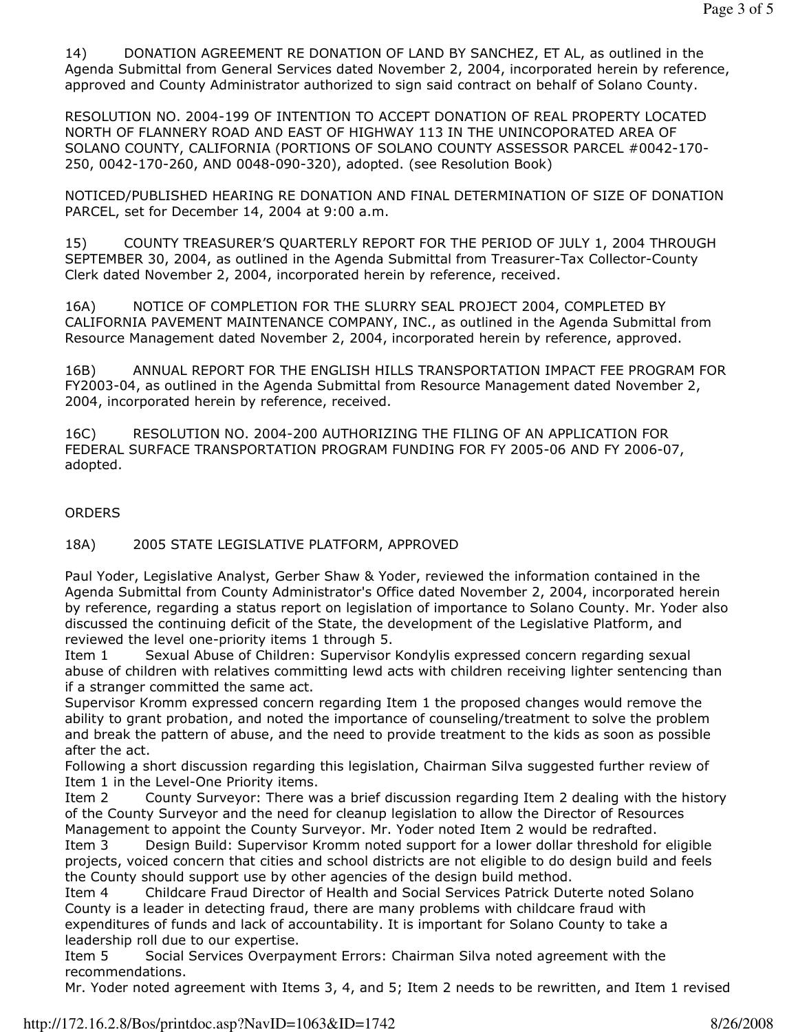14) DONATION AGREEMENT RE DONATION OF LAND BY SANCHEZ, ET AL, as outlined in the Agenda Submittal from General Services dated November 2, 2004, incorporated herein by reference, approved and County Administrator authorized to sign said contract on behalf of Solano County.

RESOLUTION NO. 2004-199 OF INTENTION TO ACCEPT DONATION OF REAL PROPERTY LOCATED NORTH OF FLANNERY ROAD AND EAST OF HIGHWAY 113 IN THE UNINCOPORATED AREA OF SOLANO COUNTY, CALIFORNIA (PORTIONS OF SOLANO COUNTY ASSESSOR PARCEL #0042-170-250, 0042-170-260, AND 0048-090-320), adopted. (see Resolution Book)

NOTICED/PUBLISHED HEARING RE DONATION AND FINAL DETERMINATION OF SIZE OF DONATION PARCEL, set for December 14, 2004 at 9:00 a.m.

15) COUNTY TREASURER'S QUARTERLY REPORT FOR THE PERIOD OF JULY 1, 2004 THROUGH SEPTEMBER 30, 2004, as outlined in the Agenda Submittal from Treasurer-Tax Collector-County Clerk dated November 2, 2004, incorporated herein by reference, received.

16A) NOTICE OF COMPLETION FOR THE SLURRY SEAL PROJECT 2004, COMPLETED BY CALIFORNIA PAVEMENT MAINTENANCE COMPANY, INC., as outlined in the Agenda Submittal from Resource Management dated November 2, 2004, incorporated herein by reference, approved.

16B) ANNUAL REPORT FOR THE ENGLISH HILLS TRANSPORTATION IMPACT FEE PROGRAM FOR FY2003-04, as outlined in the Agenda Submittal from Resource Management dated November 2, 2004, incorporated herein by reference, received.

16C) RESOLUTION NO. 2004-200 AUTHORIZING THE FILING OF AN APPLICATION FOR FEDERAL SURFACE TRANSPORTATION PROGRAM FUNDING FOR FY 2005-06 AND FY 2006-07, adopted.

ORDERS

18A) 2005 STATE LEGISLATIVE PLATFORM, APPROVED

Paul Yoder, Legislative Analyst, Gerber Shaw & Yoder, reviewed the information contained in the Agenda Submittal from County Administrator's Office dated November 2, 2004, incorporated herein by reference, regarding a status report on legislation of importance to Solano County. Mr. Yoder also discussed the continuing deficit of the State, the development of the Legislative Platform, and reviewed the level one-priority items 1 through 5.

Item 1 Sexual Abuse of Children: Supervisor Kondylis expressed concern regarding sexual abuse of children with relatives committing lewd acts with children receiving lighter sentencing than if a stranger committed the same act.

Supervisor Kromm expressed concern regarding Item 1 the proposed changes would remove the ability to grant probation, and noted the importance of counseling/treatment to solve the problem and break the pattern of abuse, and the need to provide treatment to the kids as soon as possible after the act.

Following a short discussion regarding this legislation, Chairman Silva suggested further review of Item 1 in the Level-One Priority items.

Item 2 County Surveyor: There was a brief discussion regarding Item 2 dealing with the history of the County Surveyor and the need for cleanup legislation to allow the Director of Resources Management to appoint the County Surveyor. Mr. Yoder noted Item 2 would be redrafted.

Item 3 Design Build: Supervisor Kromm noted support for a lower dollar threshold for eligible projects, voiced concern that cities and school districts are not eligible to do design build and feels the County should support use by other agencies of the design build method.

Item 4 Childcare Fraud Director of Health and Social Services Patrick Duterte noted Solano County is a leader in detecting fraud, there are many problems with childcare fraud with expenditures of funds and lack of accountability. It is important for Solano County to take a leadership roll due to our expertise.

Item 5 Social Services Overpayment Errors: Chairman Silva noted agreement with the recommendations.

Mr. Yoder noted agreement with Items 3, 4, and 5; Item 2 needs to be rewritten, and Item 1 revised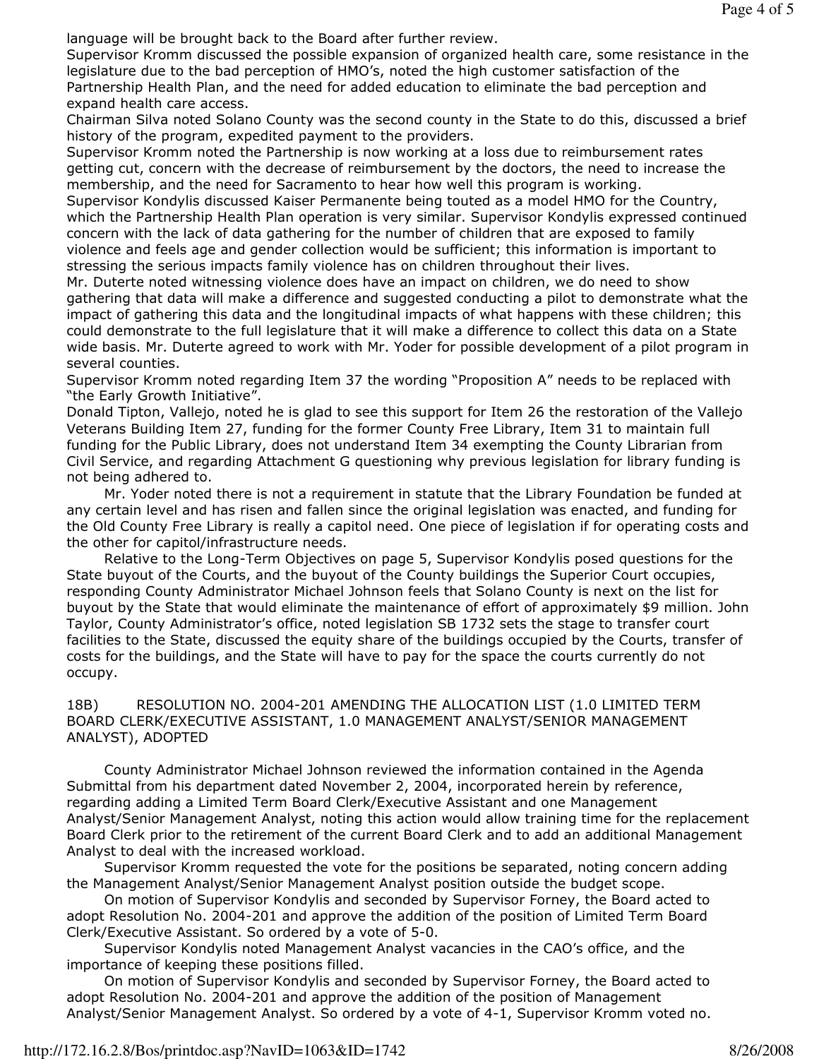language will be brought back to the Board after further review.

Supervisor Kromm discussed the possible expansion of organized health care, some resistance in the legislature due to the bad perception of HMO's, noted the high customer satisfaction of the Partnership Health Plan, and the need for added education to eliminate the bad perception and expand health care access.

Chairman Silva noted Solano County was the second county in the State to do this, discussed a brief history of the program, expedited payment to the providers.

Supervisor Kromm noted the Partnership is now working at a loss due to reimbursement rates getting cut, concern with the decrease of reimbursement by the doctors, the need to increase the membership, and the need for Sacramento to hear how well this program is working.

Supervisor Kondylis discussed Kaiser Permanente being touted as a model HMO for the Country, which the Partnership Health Plan operation is very similar. Supervisor Kondylis expressed continued concern with the lack of data gathering for the number of children that are exposed to family violence and feels age and gender collection would be sufficient; this information is important to stressing the serious impacts family violence has on children throughout their lives.

Mr. Duterte noted witnessing violence does have an impact on children, we do need to show gathering that data will make a difference and suggested conducting a pilot to demonstrate what the impact of gathering this data and the longitudinal impacts of what happens with these children; this could demonstrate to the full legislature that it will make a difference to collect this data on a State wide basis. Mr. Duterte agreed to work with Mr. Yoder for possible development of a pilot program in several counties.

Supervisor Kromm noted regarding Item 37 the wording "Proposition A" needs to be replaced with "the Early Growth Initiative".

Donald Tipton, Vallejo, noted he is glad to see this support for Item 26 the restoration of the Vallejo Veterans Building Item 27, funding for the former County Free Library, Item 31 to maintain full funding for the Public Library, does not understand Item 34 exempting the County Librarian from Civil Service, and regarding Attachment G questioning why previous legislation for library funding is not being adhered to.

Mr. Yoder noted there is not a requirement in statute that the Library Foundation be funded at any certain level and has risen and fallen since the original legislation was enacted, and funding for the Old County Free Library is really a capitol need. One piece of legislation if for operating costs and the other for capitol/infrastructure needs.

Relative to the Long-Term Objectives on page 5, Supervisor Kondylis posed questions for the State buyout of the Courts, and the buyout of the County buildings the Superior Court occupies, responding County Administrator Michael Johnson feels that Solano County is next on the list for buyout by the State that would eliminate the maintenance of effort of approximately $9 million. John Taylor, County Administrator's office, noted legislation SB 1732 sets the stage to transfer court facilities to the State, discussed the equity share of the buildings occupied by the Courts, transfer of costs for the buildings, and the State will have to pay for the space the courts currently do not occupy.

18B) RESOLUTION NO. 2004-201 AMENDING THE ALLOCATION LIST (1.0 LIMITED TERM BOARD CLERK/EXECUTIVE ASSISTANT, 1.0 MANAGEMENT ANALYST/SENIOR MANAGEMENT ANALYST), ADOPTED

County Administrator Michael Johnson reviewed the information contained in the Agenda Submittal from his department dated November 2, 2004, incorporated herein by reference, regarding adding a Limited Term Board Clerk/Executive Assistant and one Management Analyst/Senior Management Analyst, noting this action would allow training time for the replacement Board Clerk prior to the retirement of the current Board Clerk and to add an additional Management Analyst to deal with the increased workload.

Supervisor Kromm requested the vote for the positions be separated, noting concern adding the Management Analyst/Senior Management Analyst position outside the budget scope.

On motion of Supervisor Kondylis and seconded by Supervisor Forney, the Board acted to adopt Resolution No. 2004-201 and approve the addition of the position of Limited Term Board Clerk/Executive Assistant. So ordered by a vote of 5-0.

Supervisor Kondylis noted Management Analyst vacancies in the CAO's office, and the importance of keeping these positions filled.

On motion of Supervisor Kondylis and seconded by Supervisor Forney, the Board acted to adopt Resolution No. 2004-201 and approve the addition of the position of Management Analyst/Senior Management Analyst. So ordered by a vote of 4-1, Supervisor Kromm voted no.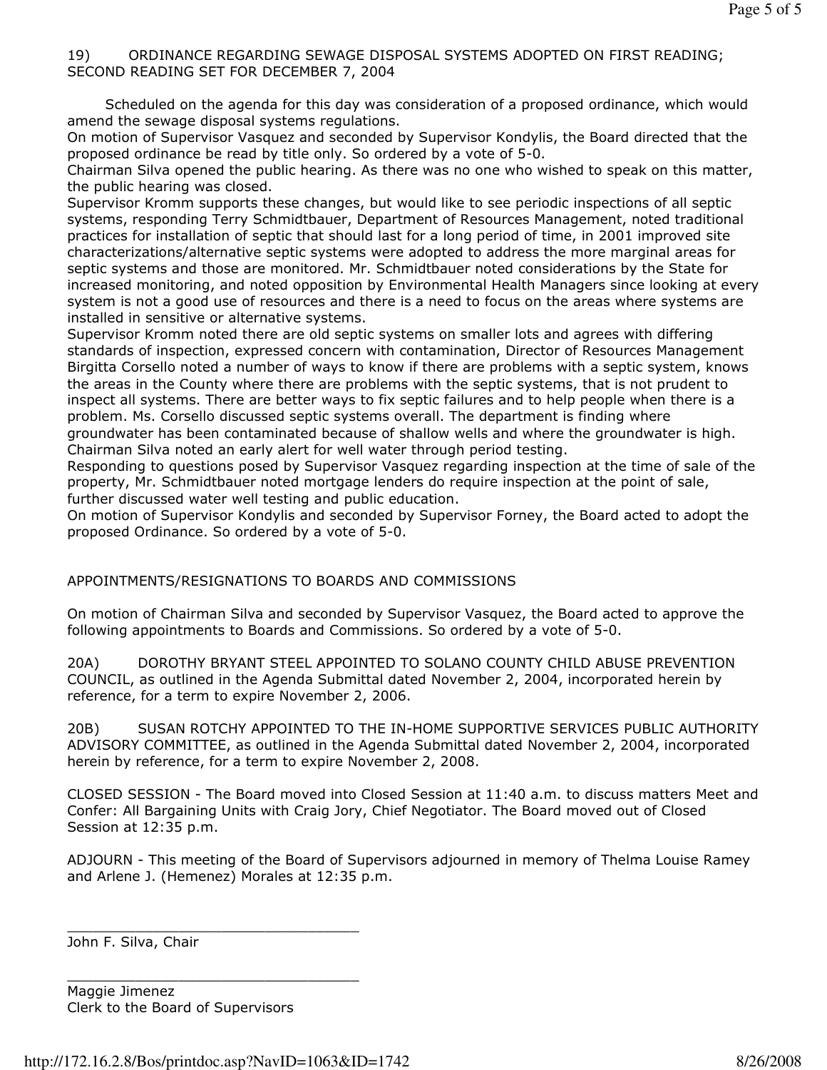19) ORDINANCE REGARDING SEWAGE DISPOSAL SYSTEMS ADOPTED ON FIRST READING; SECOND READING SET FOR DECEMBER 7, 2004

Scheduled on the agenda for this day was consideration of a proposed ordinance, which would amend the sewage disposal systems regulations.

On motion of Supervisor Vasquez and seconded by Supervisor Kondylis, the Board directed that the proposed ordinance be read by title only. So ordered by a vote of 5-0.

Chairman Silva opened the public hearing. As there was no one who wished to speak on this matter, the public hearing was closed.

Supervisor Kromm supports these changes, but would like to see periodic inspections of all septic systems, responding Terry Schmidtbauer, Department of Resources Management, noted traditional practices for installation of septic that should last for a long period of time, in 2001 improved site characterizations/alternative septic systems were adopted to address the more marginal areas for septic systems and those are monitored. Mr. Schmidtbauer noted considerations by the State for increased monitoring, and noted opposition by Environmental Health Managers since looking at every system is not a good use of resources and there is a need to focus on the areas where systems are installed in sensitive or alternative systems.

Supervisor Kromm noted there are old septic systems on smaller lots and agrees with differing standards of inspection, expressed concern with contamination, Director of Resources Management Birgitta Corsello noted a number of ways to know if there are problems with a septic system, knows the areas in the County where there are problems with the septic systems, that is not prudent to inspect all systems. There are better ways to fix septic failures and to help people when there is a problem. Ms. Corsello discussed septic systems overall. The department is finding where groundwater has been contaminated because of shallow wells and where the groundwater is high. Chairman Silva noted an early alert for well water through period testing.

Responding to questions posed by Supervisor Vasquez regarding inspection at the time of sale of the property, Mr. Schmidtbauer noted mortgage lenders do require inspection at the point of sale, further discussed water well testing and public education.

On motion of Supervisor Kondylis and seconded by Supervisor Forney, the Board acted to adopt the proposed Ordinance. So ordered by a vote of 5-0.

APPOINTMENTS/RESIGNATIONS TO BOARDS AND COMMISSIONS

On motion of Chairman Silva and seconded by Supervisor Vasquez, the Board acted to approve the following appointments to Boards and Commissions. So ordered by a vote of 5-0.

20A) DOROTHY BRYANT STEEL APPOINTED TO SOLANO COUNTY CHILD ABUSE PREVENTION COUNCIL, as outlined in the Agenda Submittal dated November 2, 2004, incorporated herein by reference, for a term to expire November 2, 2006.

20B) SUSAN ROTCHY APPOINTED TO THE IN-HOME SUPPORTIVE SERVICES PUBLIC AUTHORITY ADVISORY COMMITTEE, as outlined in the Agenda Submittal dated November 2, 2004, incorporated herein by reference, for a term to expire November 2, 2008.

CLOSED SESSION - The Board moved into Closed Session at 11:40 a.m. to discuss matters Meet and Confer: All Bargaining Units with Craig Jory, Chief Negotiator. The Board moved out of Closed Session at 12:35 p.m.

ADJOURN - This meeting of the Board of Supervisors adjourned in memory of Thelma Louise Ramey and Arlene J. (Hemenez) Morales at 12:35 p.m.

\_\_\_\_\_\_\_\_\_\_\_\_\_\_\_\_\_\_\_\_\_\_\_\_\_\_\_\_\_\_\_\_\_\_
John F. Silva, Chair

\_\_\_\_\_\_\_\_\_\_\_\_\_\_\_\_\_\_\_\_\_\_\_\_\_\_\_\_\_\_\_\_\_\_
Maggie Jimenez
Clerk to the Board of Supervisors